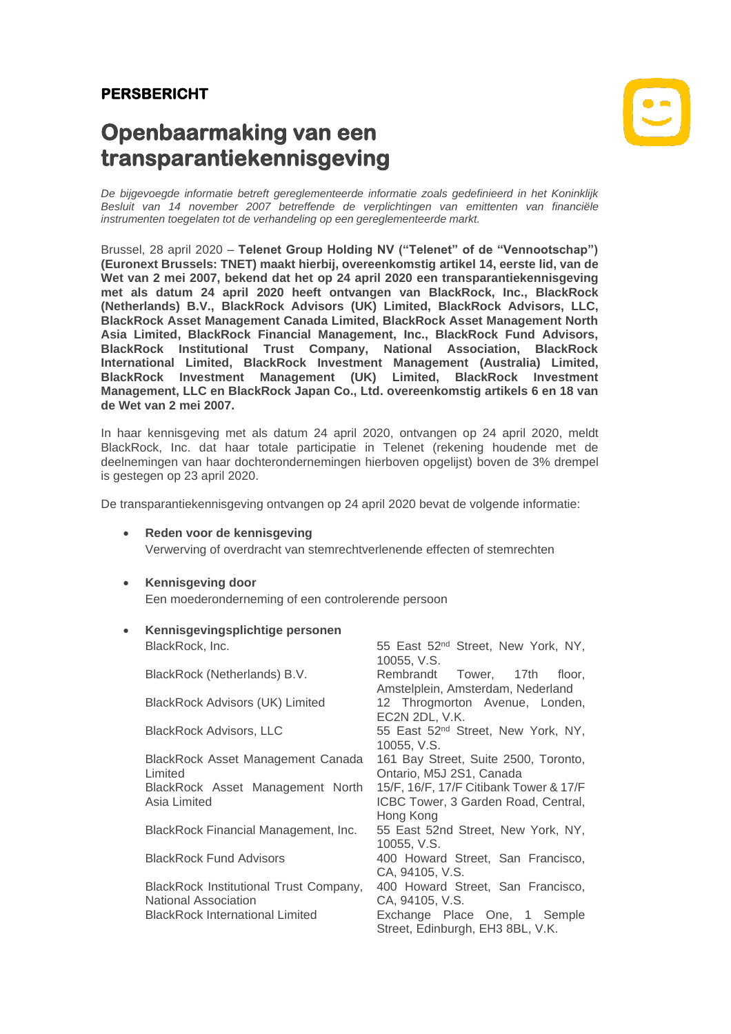**PERSBERICHT**

# Openbaarmaking van een transparantiekennisgeving

*De bijgevoegde informatie betreft gereglementeerde informatie zoals gedefinieerd in het Koninklijk Besluit van 14 november 2007 betreffende de verplichtingen van emittenten van financiële instrumenten toegelaten tot de verhandeling op een gereglementeerde markt.*

Brussel, 28 april 2020 – **Telenet Group Holding NV ("Telenet" of de "Vennootschap") (Euronext Brussels: TNET) maakt hierbij, overeenkomstig artikel 14, eerste lid, van de Wet van 2 mei 2007, bekend dat het op 24 april 2020 een transparantiekennisgeving met als datum 24 april 2020 heeft ontvangen van BlackRock, Inc., BlackRock (Netherlands) B.V., BlackRock Advisors (UK) Limited, BlackRock Advisors, LLC, BlackRock Asset Management Canada Limited, BlackRock Asset Management North Asia Limited, BlackRock Financial Management, Inc., BlackRock Fund Advisors, BlackRock Institutional Trust Company, National Association, BlackRock International Limited, BlackRock Investment Management (Australia) Limited, BlackRock Investment Management (UK) Limited, BlackRock Investment Management, LLC en BlackRock Japan Co., Ltd. overeenkomstig artikels 6 en 18 van de Wet van 2 mei 2007.**

In haar kennisgeving met als datum 24 april 2020, ontvangen op 24 april 2020, meldt BlackRock, Inc. dat haar totale participatie in Telenet (rekening houdende met de deelnemingen van haar dochterondernemingen hierboven opgelijst) boven de 3% drempel is gestegen op 23 april 2020.

De transparantiekennisgeving ontvangen op 24 april 2020 bevat de volgende informatie:

- **Reden voor de kennisgeving**
  Verwerving of overdracht van stemrechtverlenende effecten of stemrechten

- **Kennisgeving door**
  Een moederonderneming of een controlerende persoon

- **Kennisgevingsplichtige personen**

| | |
|---|---|
| BlackRock, Inc. | 55 East 52nd Street, New York, NY, 10055, V.S. |
| BlackRock (Netherlands) B.V. | Rembrandt Tower, 17th floor, Amstelplein, Amsterdam, Nederland |
| BlackRock Advisors (UK) Limited | 12 Throgmorton Avenue, Londen, EC2N 2DL, V.K. |
| BlackRock Advisors, LLC | 55 East 52nd Street, New York, NY, 10055, V.S. |
| BlackRock Asset Management Canada Limited | 161 Bay Street, Suite 2500, Toronto, Ontario, M5J 2S1, Canada |
| BlackRock Asset Management North Asia Limited | 15/F, 16/F, 17/F Citibank Tower & 17/F ICBC Tower, 3 Garden Road, Central, Hong Kong |
| BlackRock Financial Management, Inc. | 55 East 52nd Street, New York, NY, 10055, V.S. |
| BlackRock Fund Advisors | 400 Howard Street, San Francisco, CA, 94105, V.S. |
| BlackRock Institutional Trust Company, National Association | 400 Howard Street, San Francisco, CA, 94105, V.S. |
| BlackRock International Limited | Exchange Place One, 1 Semple Street, Edinburgh, EH3 8BL, V.K. |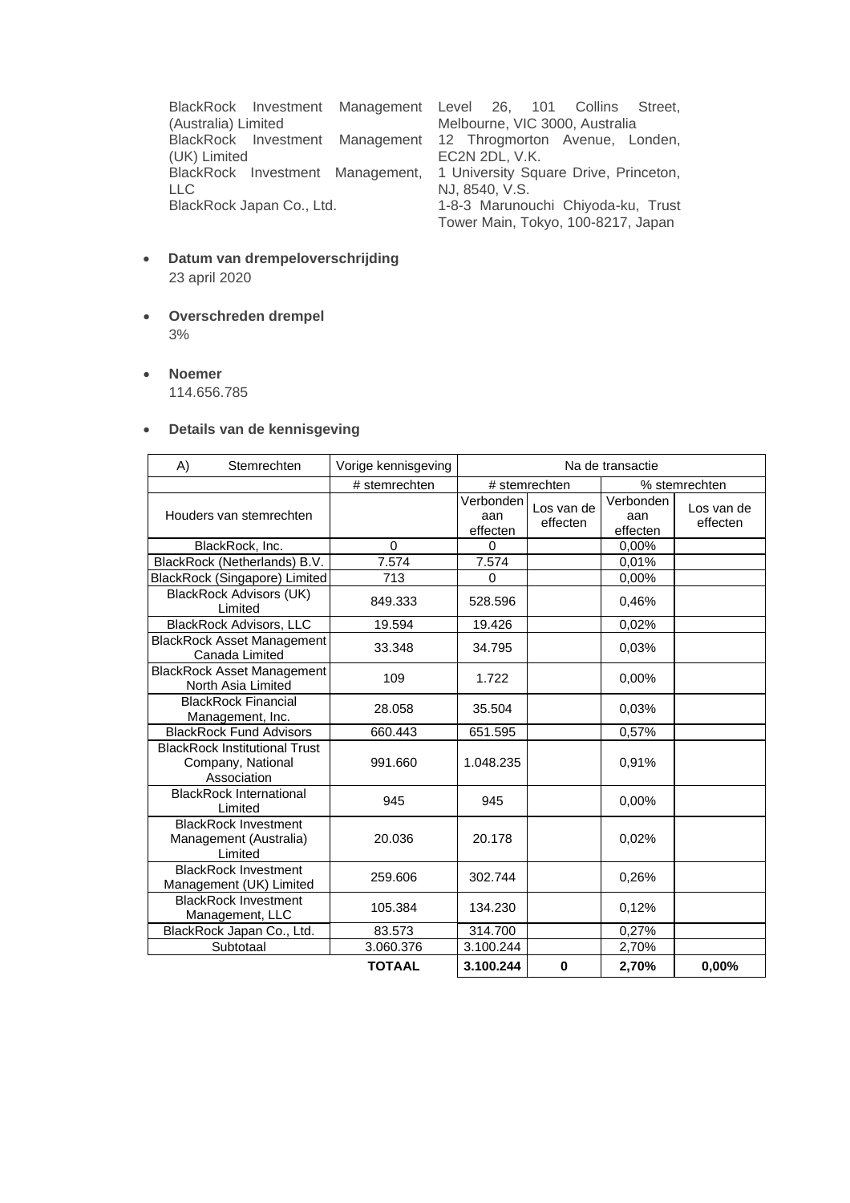| | |
|---|---|
| BlackRock Investment Management (Australia) Limited | Level 26, 101 Collins Street, Melbourne, VIC 3000, Australia |
| BlackRock Investment Management (UK) Limited | 12 Throgmorton Avenue, Londen, EC2N 2DL, V.K. |
| BlackRock Investment Management, LLC | 1 University Square Drive, Princeton, NJ, 8540, V.S. |
| BlackRock Japan Co., Ltd. | 1-8-3 Marunouchi Chiyoda-ku, Trust Tower Main, Tokyo, 100-8217, Japan |

- **Datum van drempeloverschrijding**
  23 april 2020

- **Overschreden drempel**
  3%

- **Noemer**
  114.656.785

- **Details van de kennisgeving**

| A) Stemrechten | Vorige kennisgeving | Na de transactie | | | |
|---|---|---|---|---|---|
| | # stemrechten | # stemrechten | | % stemrechten | |
| Houders van stemrechten | | Verbonden aan effecten | Los van de effecten | Verbonden aan effecten | Los van de effecten |
| BlackRock, Inc. | 0 | 0 | | 0,00% | |
| BlackRock (Netherlands) B.V. | 7.574 | 7.574 | | 0,01% | |
| BlackRock (Singapore) Limited | 713 | 0 | | 0,00% | |
| BlackRock Advisors (UK) Limited | 849.333 | 528.596 | | 0,46% | |
| BlackRock Advisors, LLC | 19.594 | 19.426 | | 0,02% | |
| BlackRock Asset Management Canada Limited | 33.348 | 34.795 | | 0,03% | |
| BlackRock Asset Management North Asia Limited | 109 | 1.722 | | 0,00% | |
| BlackRock Financial Management, Inc. | 28.058 | 35.504 | | 0,03% | |
| BlackRock Fund Advisors | 660.443 | 651.595 | | 0,57% | |
| BlackRock Institutional Trust Company, National Association | 991.660 | 1.048.235 | | 0,91% | |
| BlackRock International Limited | 945 | 945 | | 0,00% | |
| BlackRock Investment Management (Australia) Limited | 20.036 | 20.178 | | 0,02% | |
| BlackRock Investment Management (UK) Limited | 259.606 | 302.744 | | 0,26% | |
| BlackRock Investment Management, LLC | 105.384 | 134.230 | | 0,12% | |
| BlackRock Japan Co., Ltd. | 83.573 | 314.700 | | 0,27% | |
| Subtotaal | 3.060.376 | 3.100.244 | | 2,70% | |
| | **TOTAAL** | **3.100.244** | **0** | **2,70%** | **0,00%** |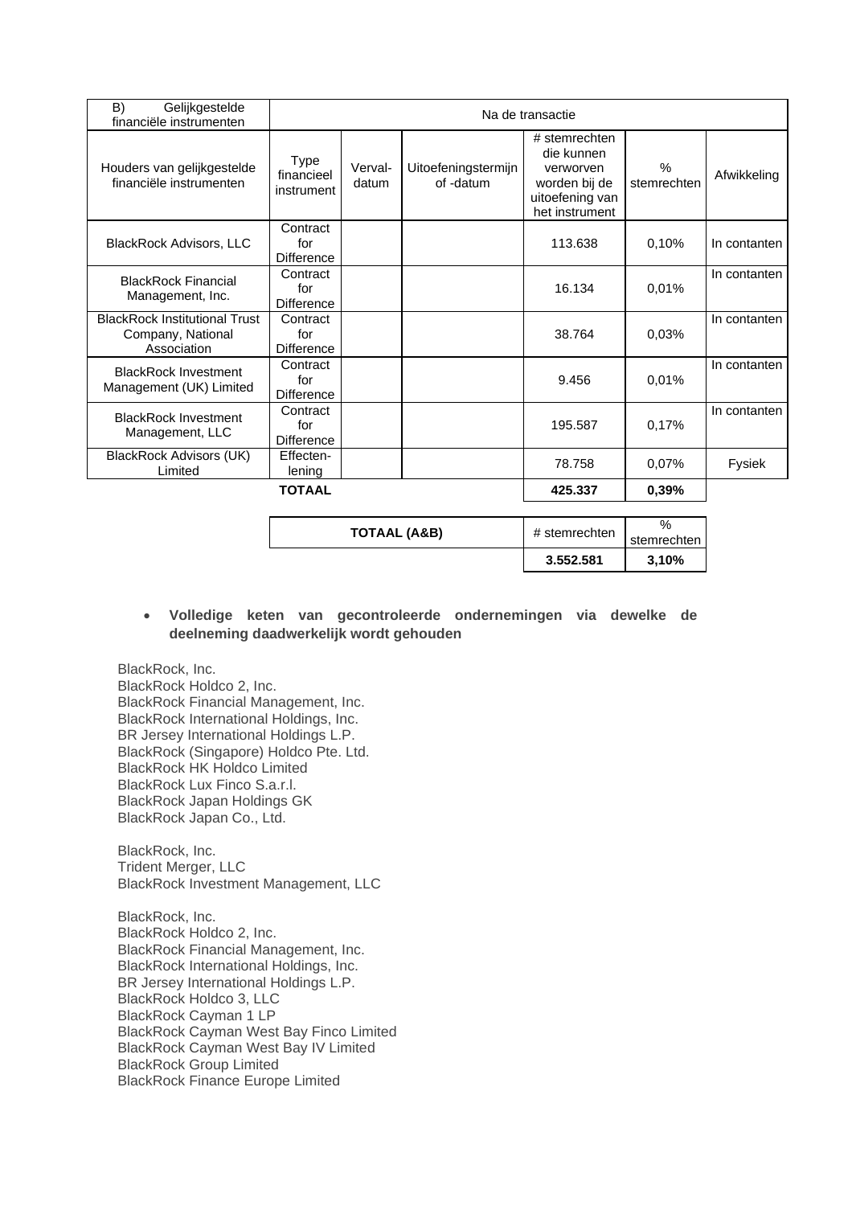| B) Gelijkgestelde financiële instrumenten | Na de transactie | | | | | |
|---|---|---|---|---|---|---|
| Houders van gelijkgestelde financiële instrumenten | Type financieel instrument | Verval-datum | Uitoefeningstermijn of -datum | # stemrechten die kunnen verworven worden bij de uitoefening van het instrument | % stemrechten | Afwikkeling |
| BlackRock Advisors, LLC | Contract for Difference | | | 113.638 | 0,10% | In contanten |
| BlackRock Financial Management, Inc. | Contract for Difference | | | 16.134 | 0,01% | In contanten |
| BlackRock Institutional Trust Company, National Association | Contract for Difference | | | 38.764 | 0,03% | In contanten |
| BlackRock Investment Management (UK) Limited | Contract for Difference | | | 9.456 | 0,01% | In contanten |
| BlackRock Investment Management, LLC | Contract for Difference | | | 195.587 | 0,17% | In contanten |
| BlackRock Advisors (UK) Limited | Effecten-lening | | | 78.758 | 0,07% | Fysiek |
| | **TOTAAL** | | | **425.337** | **0,39%** | |

| TOTAAL (A&B) | # stemrechten | % stemrechten |
|---|---|---|
| | **3.552.581** | **3,10%** |

- **Volledige keten van gecontroleerde ondernemingen via dewelke de deelneming daadwerkelijk wordt gehouden**

BlackRock, Inc.
BlackRock Holdco 2, Inc.
BlackRock Financial Management, Inc.
BlackRock International Holdings, Inc.
BR Jersey International Holdings L.P.
BlackRock (Singapore) Holdco Pte. Ltd.
BlackRock HK Holdco Limited
BlackRock Lux Finco S.a.r.l.
BlackRock Japan Holdings GK
BlackRock Japan Co., Ltd.

BlackRock, Inc.
Trident Merger, LLC
BlackRock Investment Management, LLC

BlackRock, Inc.
BlackRock Holdco 2, Inc.
BlackRock Financial Management, Inc.
BlackRock International Holdings, Inc.
BR Jersey International Holdings L.P.
BlackRock Holdco 3, LLC
BlackRock Cayman 1 LP
BlackRock Cayman West Bay Finco Limited
BlackRock Cayman West Bay IV Limited
BlackRock Group Limited
BlackRock Finance Europe Limited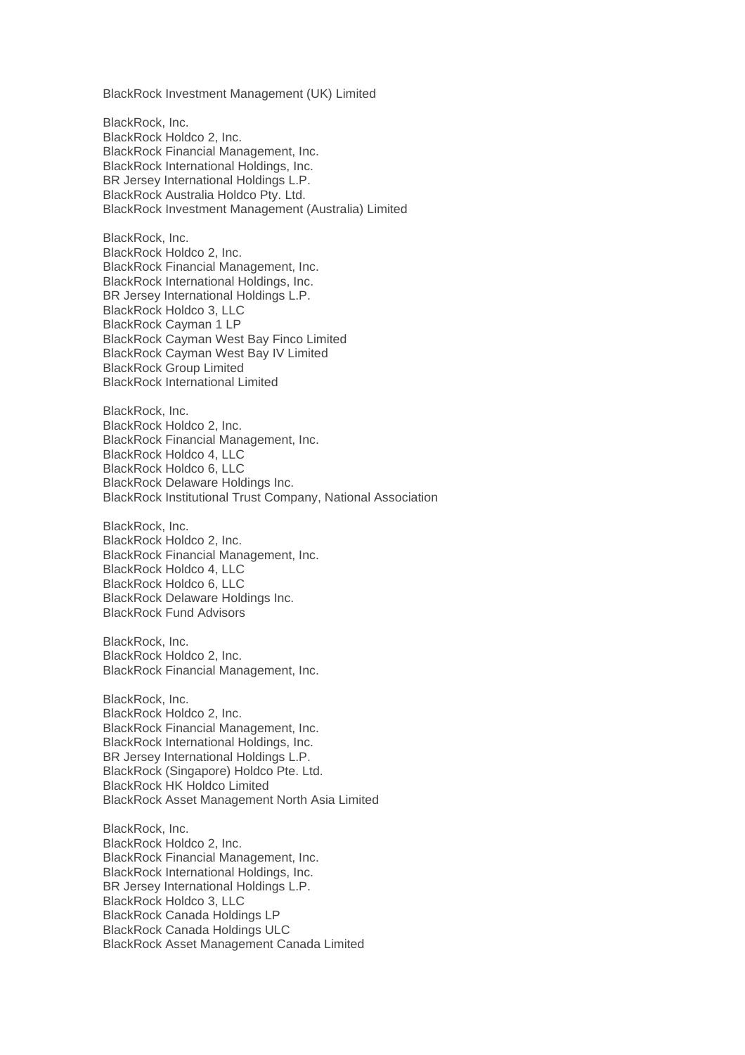BlackRock Investment Management (UK) Limited

BlackRock, Inc.
BlackRock Holdco 2, Inc.
BlackRock Financial Management, Inc.
BlackRock International Holdings, Inc.
BR Jersey International Holdings L.P.
BlackRock Australia Holdco Pty. Ltd.
BlackRock Investment Management (Australia) Limited

BlackRock, Inc.
BlackRock Holdco 2, Inc.
BlackRock Financial Management, Inc.
BlackRock International Holdings, Inc.
BR Jersey International Holdings L.P.
BlackRock Holdco 3, LLC
BlackRock Cayman 1 LP
BlackRock Cayman West Bay Finco Limited
BlackRock Cayman West Bay IV Limited
BlackRock Group Limited
BlackRock International Limited

BlackRock, Inc.
BlackRock Holdco 2, Inc.
BlackRock Financial Management, Inc.
BlackRock Holdco 4, LLC
BlackRock Holdco 6, LLC
BlackRock Delaware Holdings Inc.
BlackRock Institutional Trust Company, National Association

BlackRock, Inc.
BlackRock Holdco 2, Inc.
BlackRock Financial Management, Inc.
BlackRock Holdco 4, LLC
BlackRock Holdco 6, LLC
BlackRock Delaware Holdings Inc.
BlackRock Fund Advisors

BlackRock, Inc.
BlackRock Holdco 2, Inc.
BlackRock Financial Management, Inc.

BlackRock, Inc.
BlackRock Holdco 2, Inc.
BlackRock Financial Management, Inc.
BlackRock International Holdings, Inc.
BR Jersey International Holdings L.P.
BlackRock (Singapore) Holdco Pte. Ltd.
BlackRock HK Holdco Limited
BlackRock Asset Management North Asia Limited

BlackRock, Inc.
BlackRock Holdco 2, Inc.
BlackRock Financial Management, Inc.
BlackRock International Holdings, Inc.
BR Jersey International Holdings L.P.
BlackRock Holdco 3, LLC
BlackRock Canada Holdings LP
BlackRock Canada Holdings ULC
BlackRock Asset Management Canada Limited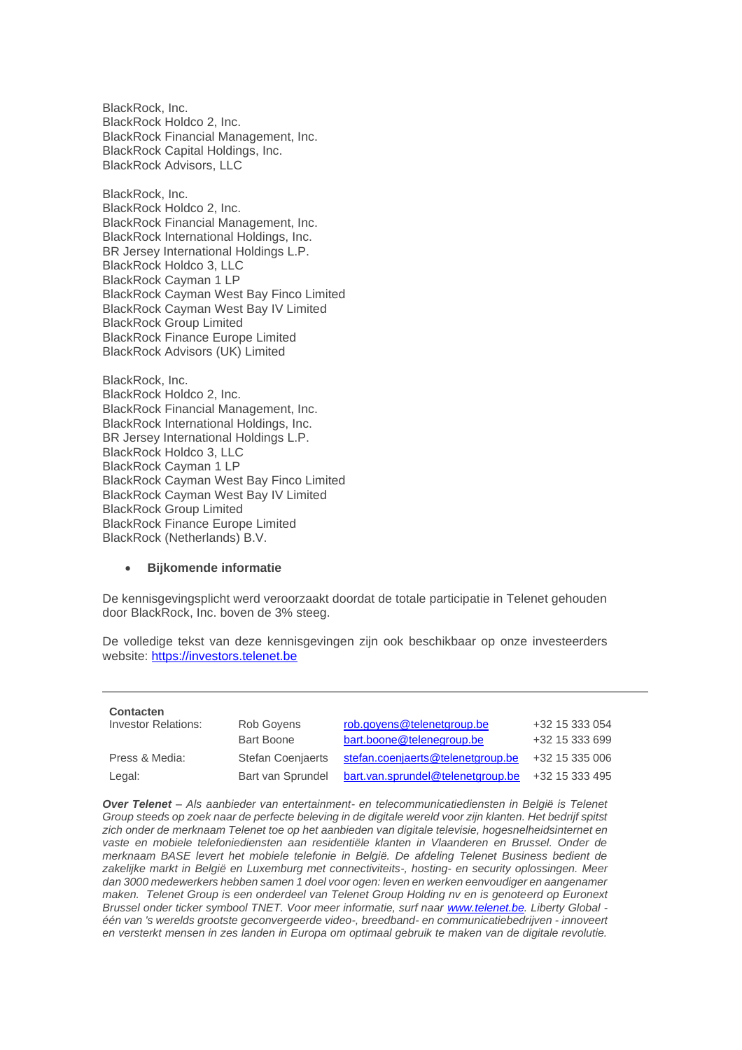BlackRock, Inc.
BlackRock Holdco 2, Inc.
BlackRock Financial Management, Inc.
BlackRock Capital Holdings, Inc.
BlackRock Advisors, LLC

BlackRock, Inc.
BlackRock Holdco 2, Inc.
BlackRock Financial Management, Inc.
BlackRock International Holdings, Inc.
BR Jersey International Holdings L.P.
BlackRock Holdco 3, LLC
BlackRock Cayman 1 LP
BlackRock Cayman West Bay Finco Limited
BlackRock Cayman West Bay IV Limited
BlackRock Group Limited
BlackRock Finance Europe Limited
BlackRock Advisors (UK) Limited

BlackRock, Inc.
BlackRock Holdco 2, Inc.
BlackRock Financial Management, Inc.
BlackRock International Holdings, Inc.
BR Jersey International Holdings L.P.
BlackRock Holdco 3, LLC
BlackRock Cayman 1 LP
BlackRock Cayman West Bay Finco Limited
BlackRock Cayman West Bay IV Limited
BlackRock Group Limited
BlackRock Finance Europe Limited
BlackRock (Netherlands) B.V.

- **Bijkomende informatie**

De kennisgevingsplicht werd veroorzaakt doordat de totale participatie in Telenet gehouden door BlackRock, Inc. boven de 3% steeg.

De volledige tekst van deze kennisgevingen zijn ook beschikbaar op onze investeerders website: https://investors.telenet.be

---

| **Contacten** | | | |
|---|---|---|---|
| Investor Relations: | Rob Goyens | rob.goyens@telenetgroup.be | +32 15 333 054 |
| | Bart Boone | bart.boone@telenegroup.be | +32 15 333 699 |
| Press & Media: | Stefan Coenjaerts | stefan.coenjaerts@telenetgroup.be | +32 15 335 006 |
| Legal: | Bart van Sprundel | bart.van.sprundel@telenetgroup.be | +32 15 333 495 |

***Over Telenet** – Als aanbieder van entertainment- en telecommunicatiediensten in België is Telenet Group steeds op zoek naar de perfecte beleving in de digitale wereld voor zijn klanten. Het bedrijf spitst zich onder de merknaam Telenet toe op het aanbieden van digitale televisie, hogesnelheidsinternet en vaste en mobiele telefoniediensten aan residentiële klanten in Vlaanderen en Brussel. Onder de merknaam BASE levert het mobiele telefonie in België. De afdeling Telenet Business bedient de zakelijke markt in België en Luxemburg met connectiviteits-, hosting- en security oplossingen. Meer dan 3000 medewerkers hebben samen 1 doel voor ogen: leven en werken eenvoudiger en aangenamer maken. Telenet Group is een onderdeel van Telenet Group Holding nv en is genoteerd op Euronext Brussel onder ticker symbool TNET. Voor meer informatie, surf naar www.telenet.be. Liberty Global - één van 's werelds grootste geconvergeerde video-, breedband- en communicatiebedrijven - innoveert en versterkt mensen in zes landen in Europa om optimaal gebruik te maken van de digitale revolutie.*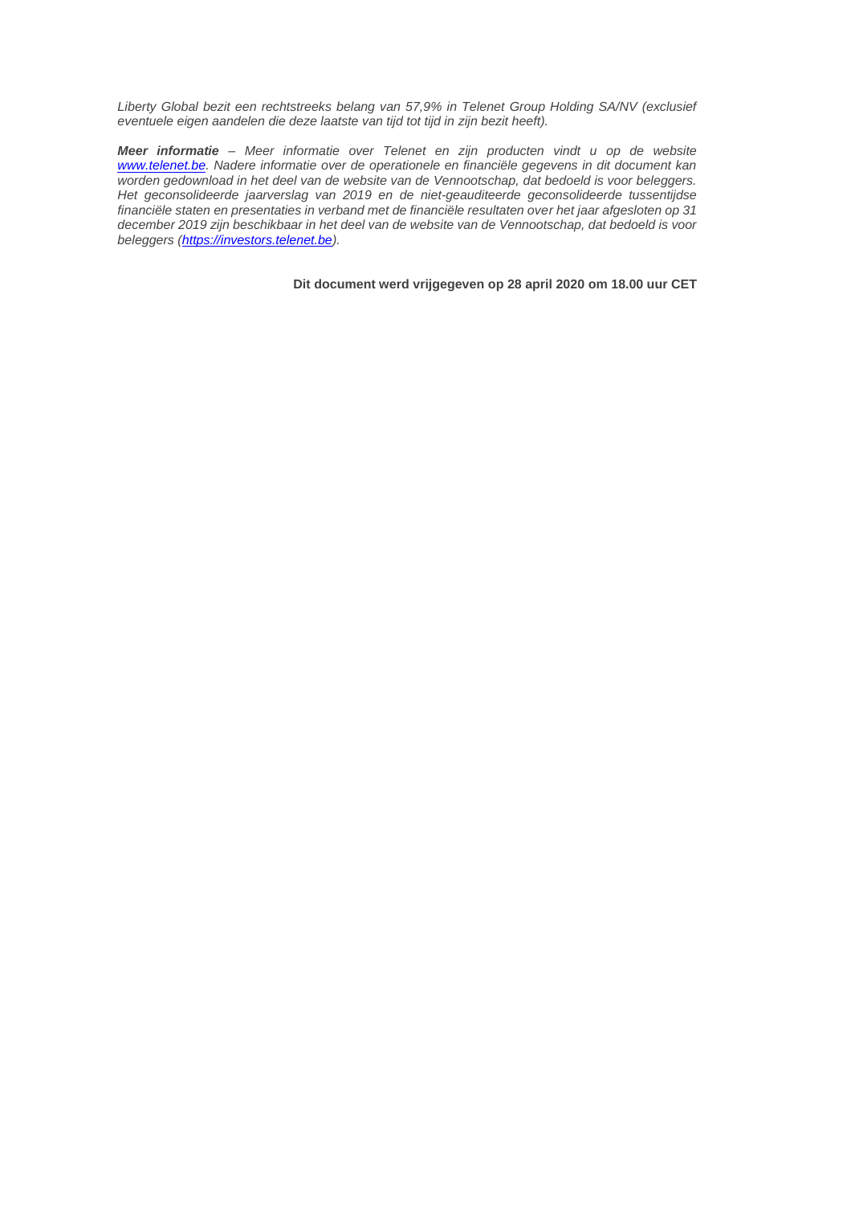*Liberty Global bezit een rechtstreeks belang van 57,9% in Telenet Group Holding SA/NV (exclusief eventuele eigen aandelen die deze laatste van tijd tot tijd in zijn bezit heeft).*

***Meer informatie*** *– Meer informatie over Telenet en zijn producten vindt u op de website [www.telenet.be](http://www.telenet.be). Nadere informatie over de operationele en financiële gegevens in dit document kan worden gedownload in het deel van de website van de Vennootschap, dat bedoeld is voor beleggers. Het geconsolideerde jaarverslag van 2019 en de niet-geauditeerde geconsolideerde tussentijdse financiële staten en presentaties in verband met de financiële resultaten over het jaar afgesloten op 31 december 2019 zijn beschikbaar in het deel van de website van de Vennootschap, dat bedoeld is voor beleggers ([https://investors.telenet.be](https://investors.telenet.be)).*

**Dit document werd vrijgegeven op 28 april 2020 om 18.00 uur CET**